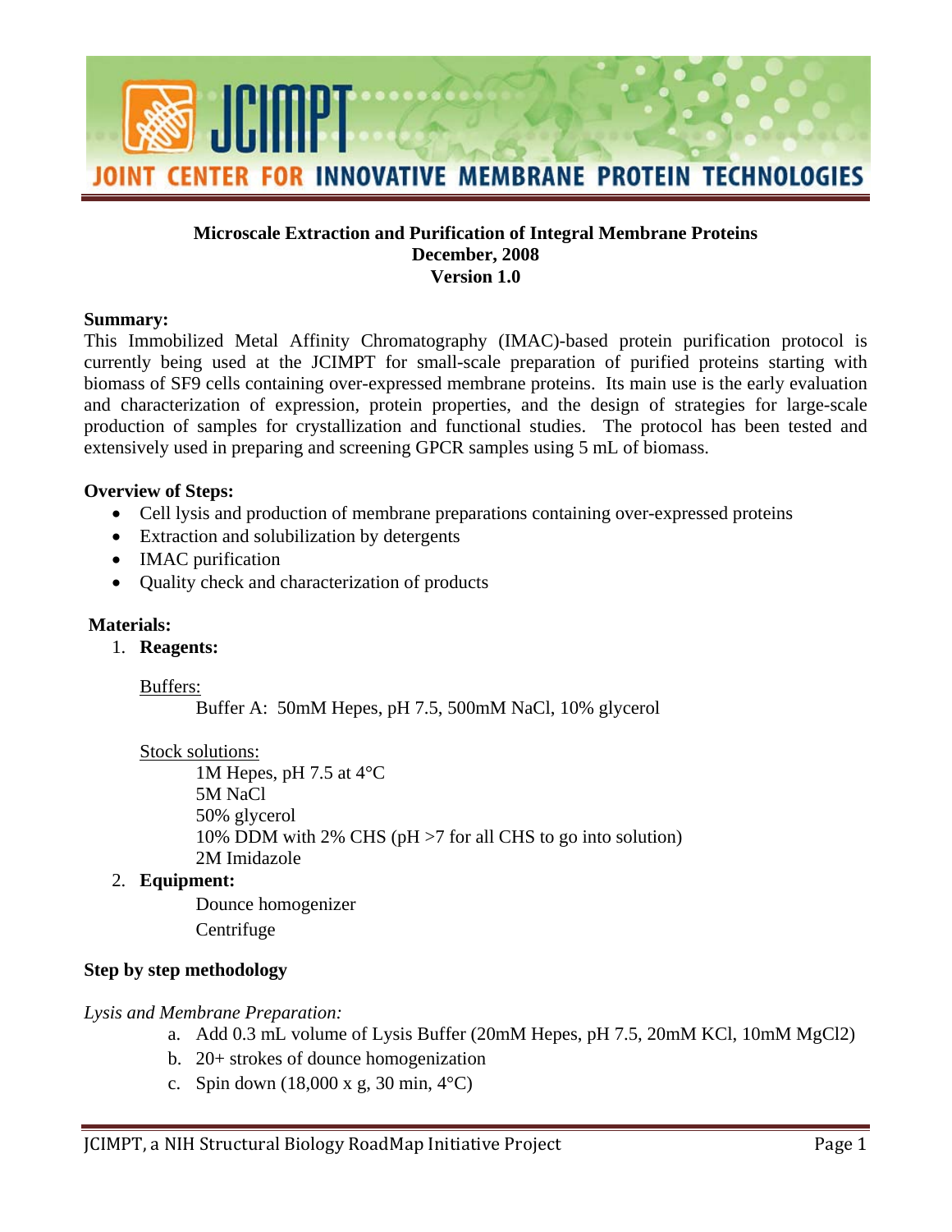# JCIMPT

## JOINT CENTER FOR INNOVATIVE MEMBRANE PROTEIN TECHNOLOGIES

**Microscale Extraction and Purification of Integral Membrane Proteins**
**December, 2008**
**Version 1.0**

**Summary:**
This Immobilized Metal Affinity Chromatography (IMAC)-based protein purification protocol is currently being used at the JCIMPT for small-scale preparation of purified proteins starting with biomass of SF9 cells containing over-expressed membrane proteins. Its main use is the early evaluation and characterization of expression, protein properties, and the design of strategies for large-scale production of samples for crystallization and functional studies. The protocol has been tested and extensively used in preparing and screening GPCR samples using 5 mL of biomass.

**Overview of Steps:**

- Cell lysis and production of membrane preparations containing over-expressed proteins
- Extraction and solubilization by detergents
- IMAC purification
- Quality check and characterization of products

**Materials:**

1. **Reagents:**

   Buffers:

   Buffer A: 50mM Hepes, pH 7.5, 500mM NaCl, 10% glycerol

   Stock solutions:

   1M Hepes, pH 7.5 at 4°C
   5M NaCl
   50% glycerol
   10% DDM with 2% CHS (pH >7 for all CHS to go into solution)
   2M Imidazole

2. **Equipment:**

   Dounce homogenizer
   Centrifuge

**Step by step methodology**

*Lysis and Membrane Preparation:*

a. Add 0.3 mL volume of Lysis Buffer (20mM Hepes, pH 7.5, 20mM KCl, 10mM $MgCl_2$)
b. 20+ strokes of dounce homogenization
c. Spin down (18,000 x g, 30 min, 4°C)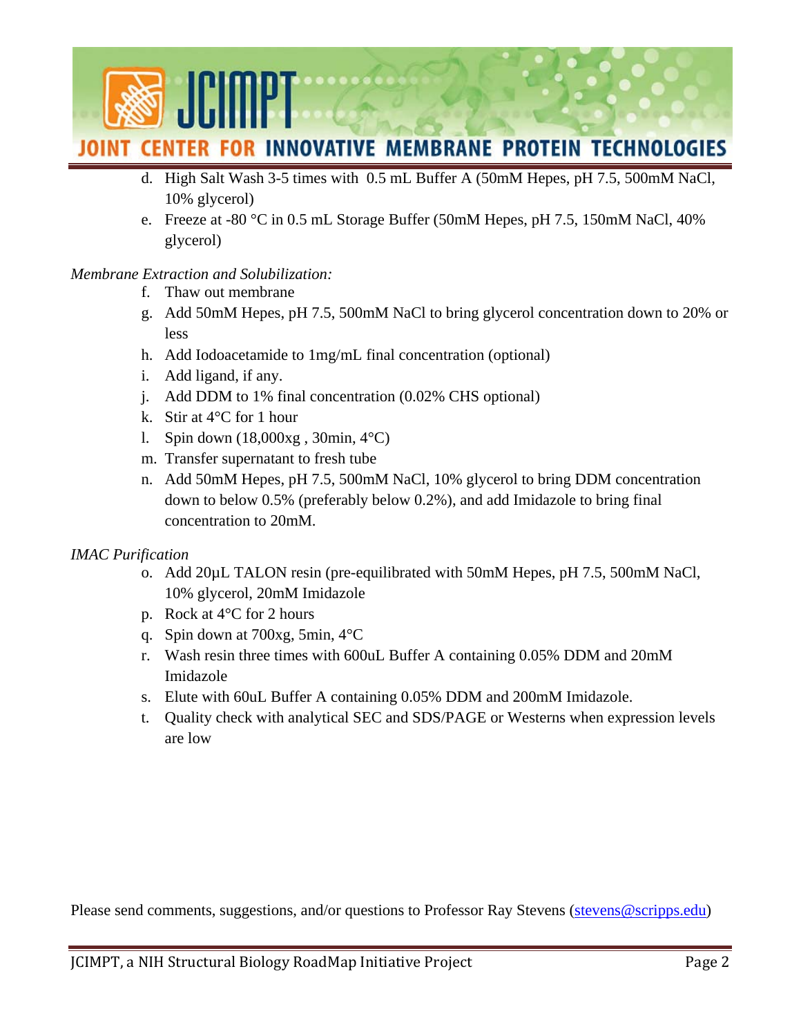d. High Salt Wash 3-5 times with 0.5 mL Buffer A (50mM Hepes, pH 7.5, 500mM NaCl, 10% glycerol)
e. Freeze at -80 °C in 0.5 mL Storage Buffer (50mM Hepes, pH 7.5, 150mM NaCl, 40% glycerol)

*Membrane Extraction and Solubilization:*

f. Thaw out membrane
g. Add 50mM Hepes, pH 7.5, 500mM NaCl to bring glycerol concentration down to 20% or less
h. Add Iodoacetamide to 1mg/mL final concentration (optional)
i. Add ligand, if any.
j. Add DDM to 1% final concentration (0.02% CHS optional)
k. Stir at 4°C for 1 hour
l. Spin down (18,000xg , 30min, 4°C)
m. Transfer supernatant to fresh tube
n. Add 50mM Hepes, pH 7.5, 500mM NaCl, 10% glycerol to bring DDM concentration down to below 0.5% (preferably below 0.2%), and add Imidazole to bring final concentration to 20mM.

*IMAC Purification*

o. Add 20µL TALON resin (pre-equilibrated with 50mM Hepes, pH 7.5, 500mM NaCl, 10% glycerol, 20mM Imidazole
p. Rock at 4°C for 2 hours
q. Spin down at 700xg, 5min, 4°C
r. Wash resin three times with 600uL Buffer A containing 0.05% DDM and 20mM Imidazole
s. Elute with 60uL Buffer A containing 0.05% DDM and 200mM Imidazole.
t. Quality check with analytical SEC and SDS/PAGE or Westerns when expression levels are low

Please send comments, suggestions, and/or questions to Professor Ray Stevens (stevens@scripps.edu)